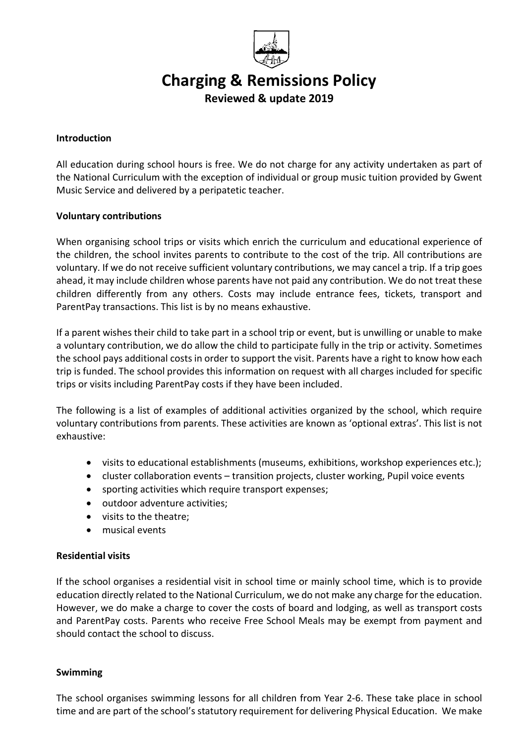# Charging & Remissions Policy

**Reviewed & update 2019**

**Introduction**

All education during school hours is free. We do not charge for any activity undertaken as part of the National Curriculum with the exception of individual or group music tuition provided by Gwent Music Service and delivered by a peripatetic teacher.

**Voluntary contributions**

When organising school trips or visits which enrich the curriculum and educational experience of the children, the school invites parents to contribute to the cost of the trip. All contributions are voluntary. If we do not receive sufficient voluntary contributions, we may cancel a trip. If a trip goes ahead, it may include children whose parents have not paid any contribution. We do not treat these children differently from any others. Costs may include entrance fees, tickets, transport and ParentPay transactions. This list is by no means exhaustive.

If a parent wishes their child to take part in a school trip or event, but is unwilling or unable to make a voluntary contribution, we do allow the child to participate fully in the trip or activity. Sometimes the school pays additional costs in order to support the visit. Parents have a right to know how each trip is funded. The school provides this information on request with all charges included for specific trips or visits including ParentPay costs if they have been included.

The following is a list of examples of additional activities organized by the school, which require voluntary contributions from parents. These activities are known as 'optional extras'. This list is not exhaustive:

- visits to educational establishments (museums, exhibitions, workshop experiences etc.);
- cluster collaboration events – transition projects, cluster working, Pupil voice events
- sporting activities which require transport expenses;
- outdoor adventure activities;
- visits to the theatre;
- musical events

**Residential visits**

If the school organises a residential visit in school time or mainly school time, which is to provide education directly related to the National Curriculum, we do not make any charge for the education. However, we do make a charge to cover the costs of board and lodging, as well as transport costs and ParentPay costs. Parents who receive Free School Meals may be exempt from payment and should contact the school to discuss.

**Swimming**

The school organises swimming lessons for all children from Year 2-6. These take place in school time and are part of the school's statutory requirement for delivering Physical Education. We make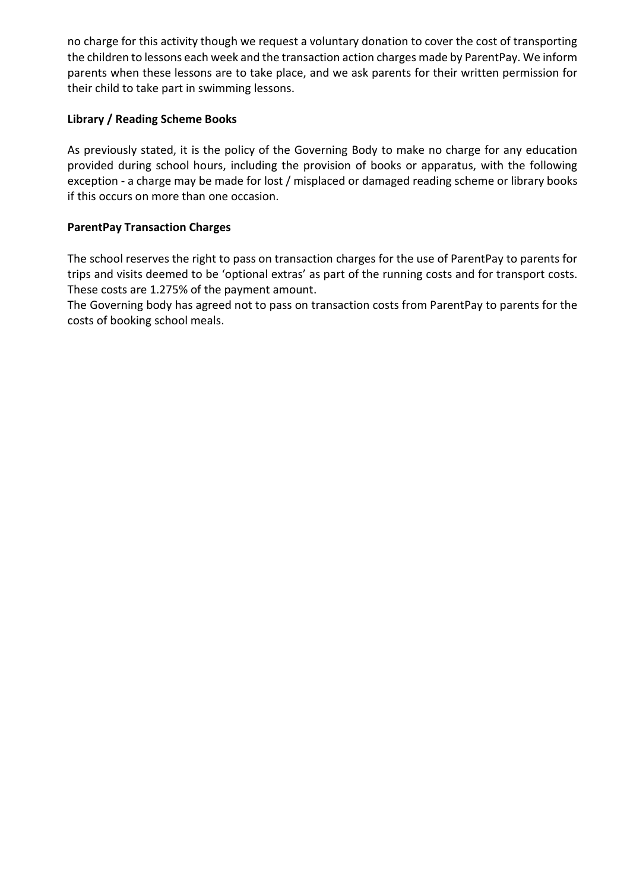no charge for this activity though we request a voluntary donation to cover the cost of transporting the children to lessons each week and the transaction action charges made by ParentPay. We inform parents when these lessons are to take place, and we ask parents for their written permission for their child to take part in swimming lessons.

**Library / Reading Scheme Books**

As previously stated, it is the policy of the Governing Body to make no charge for any education provided during school hours, including the provision of books or apparatus, with the following exception - a charge may be made for lost / misplaced or damaged reading scheme or library books if this occurs on more than one occasion.

**ParentPay Transaction Charges**

The school reserves the right to pass on transaction charges for the use of ParentPay to parents for trips and visits deemed to be 'optional extras' as part of the running costs and for transport costs. These costs are 1.275% of the payment amount.

The Governing body has agreed not to pass on transaction costs from ParentPay to parents for the costs of booking school meals.